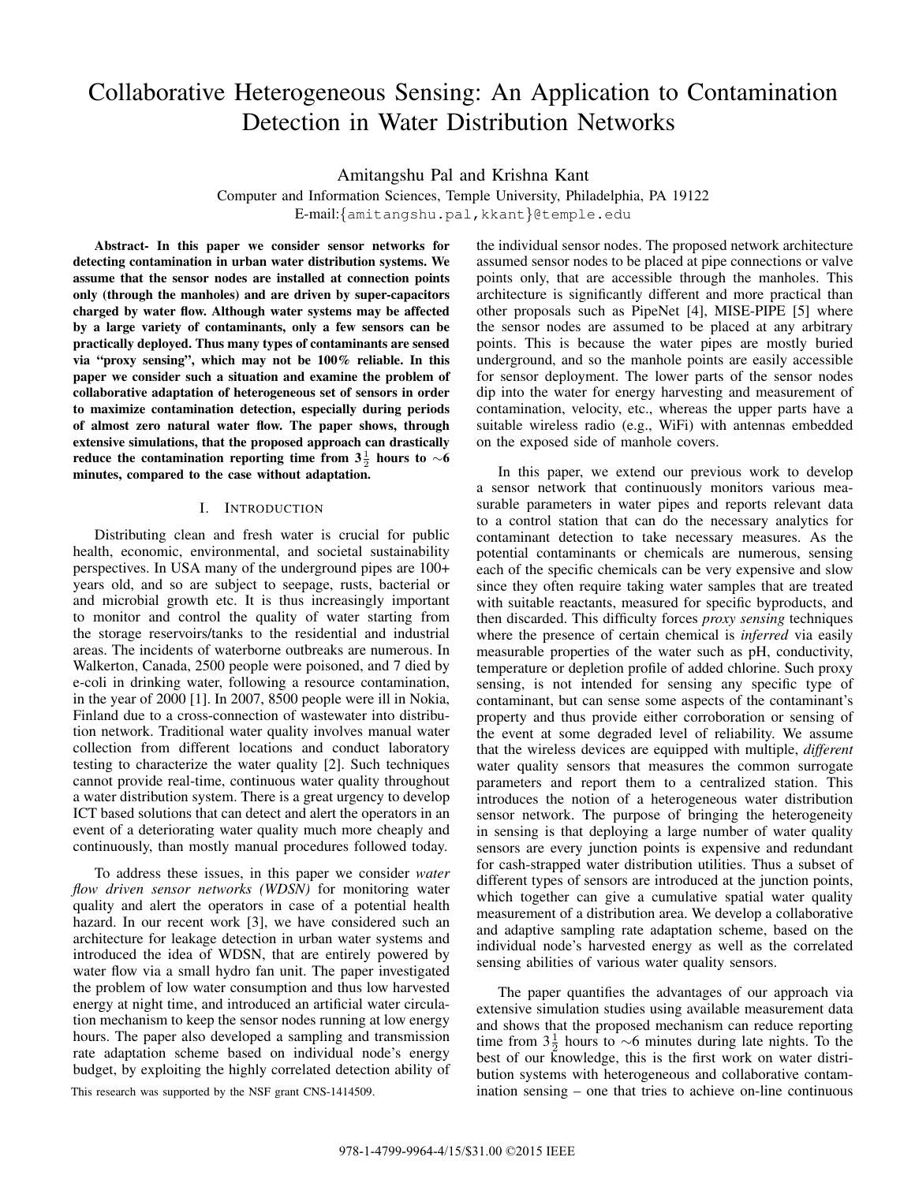# Collaborative Heterogeneous Sensing: An Application to Contamination Detection in Water Distribution Networks

Amitangshu Pal and Krishna Kant

Computer and Information Sciences, Temple University, Philadelphia, PA 19122

E-mail:{amitangshu.pal,kkant}@temple.edu

**Abstract- In this paper we consider sensor networks for detecting contamination in urban water distribution systems. We assume that the sensor nodes are installed at connection points only (through the manholes) and are driven by super-capacitors charged by water flow. Although water systems may be affected by a large variety of contaminants, only a few sensors can be practically deployed. Thus many types of contaminants are sensed via "proxy sensing", which may not be 100% reliable. In this paper we consider such a situation and examine the problem of collaborative adaptation of heterogeneous set of sensors in order to maximize contamination detection, especially during periods of almost zero natural water flow. The paper shows, through extensive simulations, that the proposed approach can drastically reduce the contamination reporting time from $3\frac{1}{2}$ hours to $\sim$6 minutes, compared to the case without adaptation.**

## I. Introduction

Distributing clean and fresh water is crucial for public health, economic, environmental, and societal sustainability perspectives. In USA many of the underground pipes are 100+ years old, and so are subject to seepage, rusts, bacterial or and microbial growth etc. It is thus increasingly important to monitor and control the quality of water starting from the storage reservoirs/tanks to the residential and industrial areas. The incidents of waterborne outbreaks are numerous. In Walkerton, Canada, 2500 people were poisoned, and 7 died by e-coli in drinking water, following a resource contamination, in the year of 2000 [1]. In 2007, 8500 people were ill in Nokia, Finland due to a cross-connection of wastewater into distribution network. Traditional water quality involves manual water collection from different locations and conduct laboratory testing to characterize the water quality [2]. Such techniques cannot provide real-time, continuous water quality throughout a water distribution system. There is a great urgency to develop ICT based solutions that can detect and alert the operators in an event of a deteriorating water quality much more cheaply and continuously, than mostly manual procedures followed today.

To address these issues, in this paper we consider *water flow driven sensor networks (WDSN)* for monitoring water quality and alert the operators in case of a potential health hazard. In our recent work [3], we have considered such an architecture for leakage detection in urban water systems and introduced the idea of WDSN, that are entirely powered by water flow via a small hydro fan unit. The paper investigated the problem of low water consumption and thus low harvested energy at night time, and introduced an artificial water circulation mechanism to keep the sensor nodes running at low energy hours. The paper also developed a sampling and transmission rate adaptation scheme based on individual node's energy budget, by exploiting the highly correlated detection ability of the individual sensor nodes. The proposed network architecture assumed sensor nodes to be placed at pipe connections or valve points only, that are accessible through the manholes. This architecture is significantly different and more practical than other proposals such as PipeNet [4], MISE-PIPE [5] where the sensor nodes are assumed to be placed at any arbitrary points. This is because the water pipes are mostly buried underground, and so the manhole points are easily accessible for sensor deployment. The lower parts of the sensor nodes dip into the water for energy harvesting and measurement of contamination, velocity, etc., whereas the upper parts have a suitable wireless radio (e.g., WiFi) with antennas embedded on the exposed side of manhole covers.

This research was supported by the NSF grant CNS-1414509.

In this paper, we extend our previous work to develop a sensor network that continuously monitors various measurable parameters in water pipes and reports relevant data to a control station that can do the necessary analytics for contaminant detection to take necessary measures. As the potential contaminants or chemicals are numerous, sensing each of the specific chemicals can be very expensive and slow since they often require taking water samples that are treated with suitable reactants, measured for specific byproducts, and then discarded. This difficulty forces *proxy sensing* techniques where the presence of certain chemical is *inferred* via easily measurable properties of the water such as pH, conductivity, temperature or depletion profile of added chlorine. Such proxy sensing, is not intended for sensing any specific type of contaminant, but can sense some aspects of the contaminant's property and thus provide either corroboration or sensing of the event at some degraded level of reliability. We assume that the wireless devices are equipped with multiple, *different* water quality sensors that measures the common surrogate parameters and report them to a centralized station. This introduces the notion of a heterogeneous water distribution sensor network. The purpose of bringing the heterogeneity in sensing is that deploying a large number of water quality sensors are every junction points is expensive and redundant for cash-strapped water distribution utilities. Thus a subset of different types of sensors are introduced at the junction points, which together can give a cumulative spatial water quality measurement of a distribution area. We develop a collaborative and adaptive sampling rate adaptation scheme, based on the individual node's harvested energy as well as the correlated sensing abilities of various water quality sensors.

The paper quantifies the advantages of our approach via extensive simulation studies using available measurement data and shows that the proposed mechanism can reduce reporting time from $3\frac{1}{2}$ hours to $\sim$6 minutes during late nights. To the best of our knowledge, this is the first work on water distribution systems with heterogeneous and collaborative contamination sensing – one that tries to achieve on-line continuous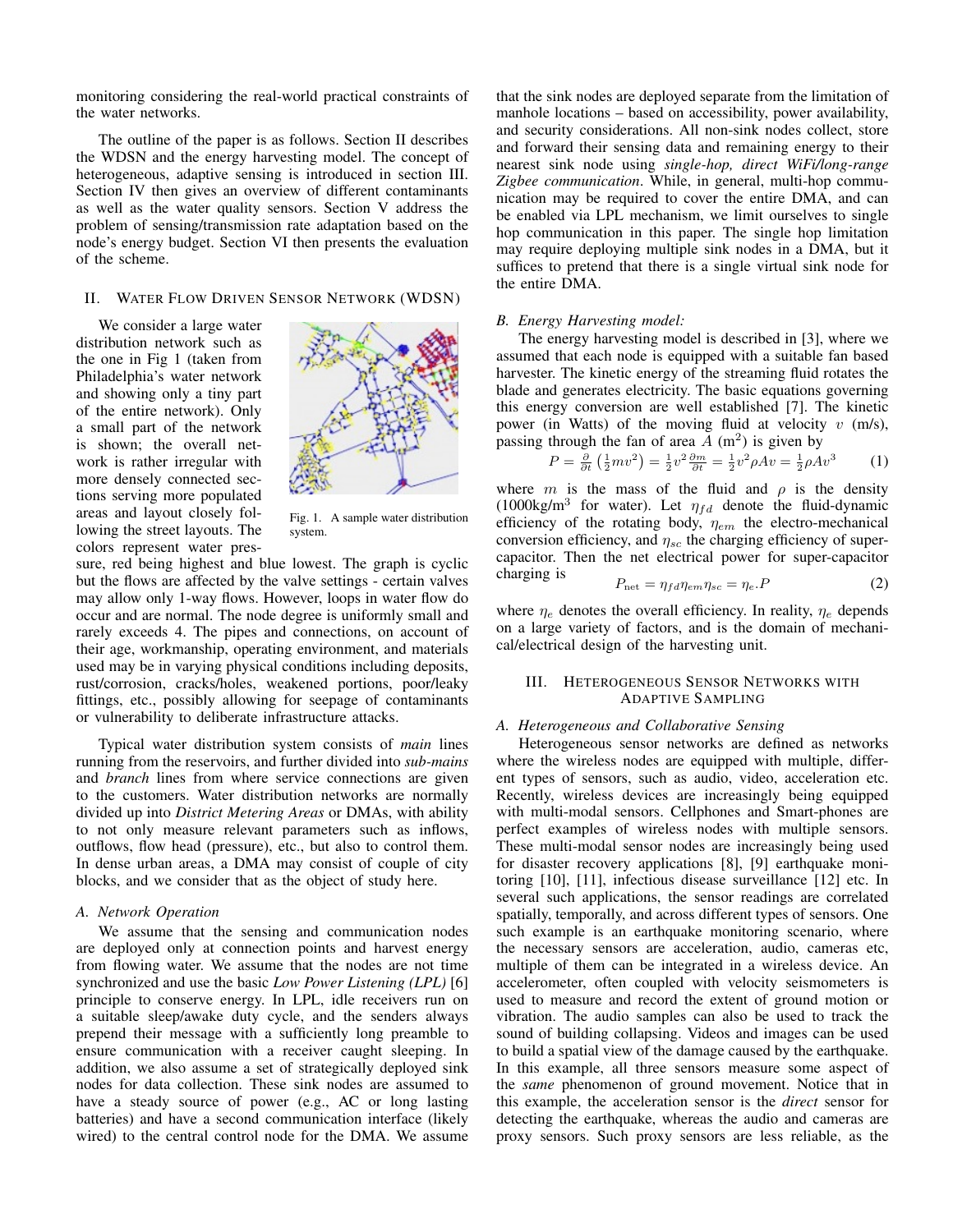monitoring considering the real-world practical constraints of the water networks.

The outline of the paper is as follows. Section II describes the WDSN and the energy harvesting model. The concept of heterogeneous, adaptive sensing is introduced in section III. Section IV then gives an overview of different contaminants as well as the water quality sensors. Section V address the problem of sensing/transmission rate adaptation based on the node's energy budget. Section VI then presents the evaluation of the scheme.

## II. Water Flow Driven Sensor Network (WDSN)

We consider a large water distribution network such as the one in Fig 1 (taken from Philadelphia's water network and showing only a tiny part of the entire network). Only a small part of the network is shown; the overall network is rather irregular with more densely connected sections serving more populated areas and layout closely following the street layouts. The colors represent water pressure, red being highest and blue lowest. The graph is cyclic but the flows are affected by the valve settings - certain valves may allow only 1-way flows. However, loops in water flow do occur and are normal. The node degree is uniformly small and rarely exceeds 4. The pipes and connections, on account of their age, workmanship, operating environment, and materials used may be in varying physical conditions including deposits, rust/corrosion, cracks/holes, weakened portions, poor/leaky fittings, etc., possibly allowing for seepage of contaminants or vulnerability to deliberate infrastructure attacks.

Fig. 1. A sample water distribution system.

Typical water distribution system consists of *main* lines running from the reservoirs, and further divided into *sub-mains* and *branch* lines from where service connections are given to the customers. Water distribution networks are normally divided up into *District Metering Areas* or DMAs, with ability to not only measure relevant parameters such as inflows, outflows, flow head (pressure), etc., but also to control them. In dense urban areas, a DMA may consist of couple of city blocks, and we consider that as the object of study here.

### A. Network Operation

We assume that the sensing and communication nodes are deployed only at connection points and harvest energy from flowing water. We assume that the nodes are not time synchronized and use the basic *Low Power Listening (LPL)* [6] principle to conserve energy. In LPL, idle receivers run on a suitable sleep/awake duty cycle, and the senders always prepend their message with a sufficiently long preamble to ensure communication with a receiver caught sleeping. In addition, we also assume a set of strategically deployed sink nodes for data collection. These sink nodes are assumed to have a steady source of power (e.g., AC or long lasting batteries) and have a second communication interface (likely wired) to the central control node for the DMA. We assume that the sink nodes are deployed separate from the limitation of manhole locations – based on accessibility, power availability, and security considerations. All non-sink nodes collect, store and forward their sensing data and remaining energy to their nearest sink node using *single-hop, direct WiFi/long-range Zigbee communication*. While, in general, multi-hop communication may be required to cover the entire DMA, and can be enabled via LPL mechanism, we limit ourselves to single hop communication in this paper. The single hop limitation may require deploying multiple sink nodes in a DMA, but it suffices to pretend that there is a single virtual sink node for the entire DMA.

### B. Energy Harvesting model:

The energy harvesting model is described in [3], where we assumed that each node is equipped with a suitable fan based harvester. The kinetic energy of the streaming fluid rotates the blade and generates electricity. The basic equations governing this energy conversion are well established [7]. The kinetic power (in Watts) of the moving fluid at velocity $v$ (m/s), passing through the fan of area $A$ (m$^2$) is given by

$$P = \frac{\partial}{\partial t}\left(\frac{1}{2}mv^2\right) = \frac{1}{2}v^2\frac{\partial m}{\partial t} = \frac{1}{2}v^2\rho A v = \frac{1}{2}\rho A v^3 \qquad (1)$$

where $m$ is the mass of the fluid and $\rho$ is the density (1000kg/m$^3$ for water). Let $\eta_{fd}$ denote the fluid-dynamic efficiency of the rotating body, $\eta_{em}$ the electro-mechanical conversion efficiency, and $\eta_{sc}$ the charging efficiency of super-capacitor. Then the net electrical power for super-capacitor charging is

$$P_{\text{net}} = \eta_{fd}\eta_{em}\eta_{sc} = \eta_e.P \qquad (2)$$

where $\eta_e$ denotes the overall efficiency. In reality, $\eta_e$ depends on a large variety of factors, and is the domain of mechanical/electrical design of the harvesting unit.

## III. Heterogeneous Sensor Networks with Adaptive Sampling

### A. Heterogeneous and Collaborative Sensing

Heterogeneous sensor networks are defined as networks where the wireless nodes are equipped with multiple, different types of sensors, such as audio, video, acceleration etc. Recently, wireless devices are increasingly being equipped with multi-modal sensors. Cellphones and Smart-phones are perfect examples of wireless nodes with multiple sensors. These multi-modal sensor nodes are increasingly being used for disaster recovery applications [8], [9] earthquake monitoring [10], [11], infectious disease surveillance [12] etc. In several such applications, the sensor readings are correlated spatially, temporally, and across different types of sensors. One such example is an earthquake monitoring scenario, where the necessary sensors are acceleration, audio, cameras etc, multiple of them can be integrated in a wireless device. An accelerometer, often coupled with velocity seismometers is used to measure and record the extent of ground motion or vibration. The audio samples can also be used to track the sound of building collapsing. Videos and images can be used to build a spatial view of the damage caused by the earthquake. In this example, all three sensors measure some aspect of the *same* phenomenon of ground movement. Notice that in this example, the acceleration sensor is the *direct* sensor for detecting the earthquake, whereas the audio and cameras are proxy sensors. Such proxy sensors are less reliable, as the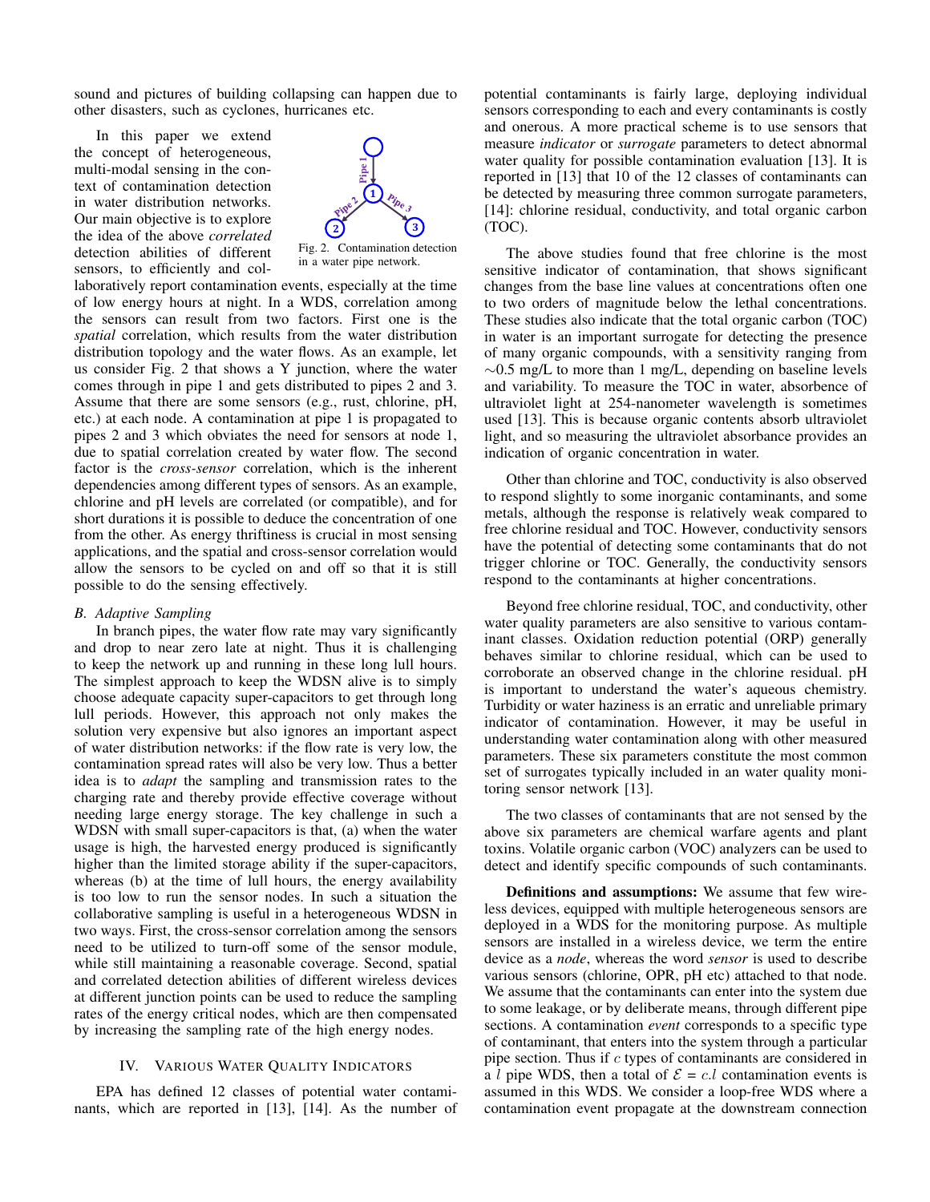sound and pictures of building collapsing can happen due to other disasters, such as cyclones, hurricanes etc.

In this paper we extend the concept of heterogeneous, multi-modal sensing in the context of contamination detection in water distribution networks. Our main objective is to explore the idea of the above *correlated* detection abilities of different sensors, to efficiently and collaboratively report contamination events, especially at the time of low energy hours at night. In a WDS, correlation among the sensors can result from two factors. First one is the *spatial* correlation, which results from the water distribution distribution topology and the water flows. As an example, let us consider Fig. 2 that shows a Y junction, where the water comes through in pipe 1 and gets distributed to pipes 2 and 3. Assume that there are some sensors (e.g., rust, chlorine, pH, etc.) at each node. A contamination at pipe 1 is propagated to pipes 2 and 3 which obviates the need for sensors at node 1, due to spatial correlation created by water flow. The second factor is the *cross-sensor* correlation, which is the inherent dependencies among different types of sensors. As an example, chlorine and pH levels are correlated (or compatible), and for short durations it is possible to deduce the concentration of one from the other. As energy thriftiness is crucial in most sensing applications, and the spatial and cross-sensor correlation would allow the sensors to be cycled on and off so that it is still possible to do the sensing effectively.

Fig. 2. Contamination detection in a water pipe network.

### B. Adaptive Sampling

In branch pipes, the water flow rate may vary significantly and drop to near zero late at night. Thus it is challenging to keep the network up and running in these long lull hours. The simplest approach to keep the WDSN alive is to simply choose adequate capacity super-capacitors to get through long lull periods. However, this approach not only makes the solution very expensive but also ignores an important aspect of water distribution networks: if the flow rate is very low, the contamination spread rates will also be very low. Thus a better idea is to *adapt* the sampling and transmission rates to the charging rate and thereby provide effective coverage without needing large energy storage. The key challenge in such a WDSN with small super-capacitors is that, (a) when the water usage is high, the harvested energy produced is significantly higher than the limited storage ability if the super-capacitors, whereas (b) at the time of lull hours, the energy availability is too low to run the sensor nodes. In such a situation the collaborative sampling is useful in a heterogeneous WDSN in two ways. First, the cross-sensor correlation among the sensors need to be utilized to turn-off some of the sensor module, while still maintaining a reasonable coverage. Second, spatial and correlated detection abilities of different wireless devices at different junction points can be used to reduce the sampling rates of the energy critical nodes, which are then compensated by increasing the sampling rate of the high energy nodes.

## IV. Various Water Quality Indicators

EPA has defined 12 classes of potential water contaminants, which are reported in [13], [14]. As the number of potential contaminants is fairly large, deploying individual sensors corresponding to each and every contaminants is costly and onerous. A more practical scheme is to use sensors that measure *indicator* or *surrogate* parameters to detect abnormal water quality for possible contamination evaluation [13]. It is reported in [13] that 10 of the 12 classes of contaminants can be detected by measuring three common surrogate parameters, [14]: chlorine residual, conductivity, and total organic carbon (TOC).

The above studies found that free chlorine is the most sensitive indicator of contamination, that shows significant changes from the base line values at concentrations often one to two orders of magnitude below the lethal concentrations. These studies also indicate that the total organic carbon (TOC) in water is an important surrogate for detecting the presence of many organic compounds, with a sensitivity ranging from $\sim$0.5 mg/L to more than 1 mg/L, depending on baseline levels and variability. To measure the TOC in water, absorbence of ultraviolet light at 254-nanometer wavelength is sometimes used [13]. This is because organic contents absorb ultraviolet light, and so measuring the ultraviolet absorbance provides an indication of organic concentration in water.

Other than chlorine and TOC, conductivity is also observed to respond slightly to some inorganic contaminants, and some metals, although the response is relatively weak compared to free chlorine residual and TOC. However, conductivity sensors have the potential of detecting some contaminants that do not trigger chlorine or TOC. Generally, the conductivity sensors respond to the contaminants at higher concentrations.

Beyond free chlorine residual, TOC, and conductivity, other water quality parameters are also sensitive to various contaminant classes. Oxidation reduction potential (ORP) generally behaves similar to chlorine residual, which can be used to corroborate an observed change in the chlorine residual. pH is important to understand the water's aqueous chemistry. Turbidity or water haziness is an erratic and unreliable primary indicator of contamination. However, it may be useful in understanding water contamination along with other measured parameters. These six parameters constitute the most common set of surrogates typically included in an water quality monitoring sensor network [13].

The two classes of contaminants that are not sensed by the above six parameters are chemical warfare agents and plant toxins. Volatile organic carbon (VOC) analyzers can be used to detect and identify specific compounds of such contaminants.

**Definitions and assumptions:** We assume that few wireless devices, equipped with multiple heterogeneous sensors are deployed in a WDS for the monitoring purpose. As multiple sensors are installed in a wireless device, we term the entire device as a *node*, whereas the word *sensor* is used to describe various sensors (chlorine, OPR, pH etc) attached to that node. We assume that the contaminants can enter into the system due to some leakage, or by deliberate means, through different pipe sections. A contamination *event* corresponds to a specific type of contaminant, that enters into the system through a particular pipe section. Thus if $c$ types of contaminants are considered in a $l$ pipe WDS, then a total of $\mathcal{E} = c.l$ contamination events is assumed in this WDS. We consider a loop-free WDS where a contamination event propagate at the downstream connection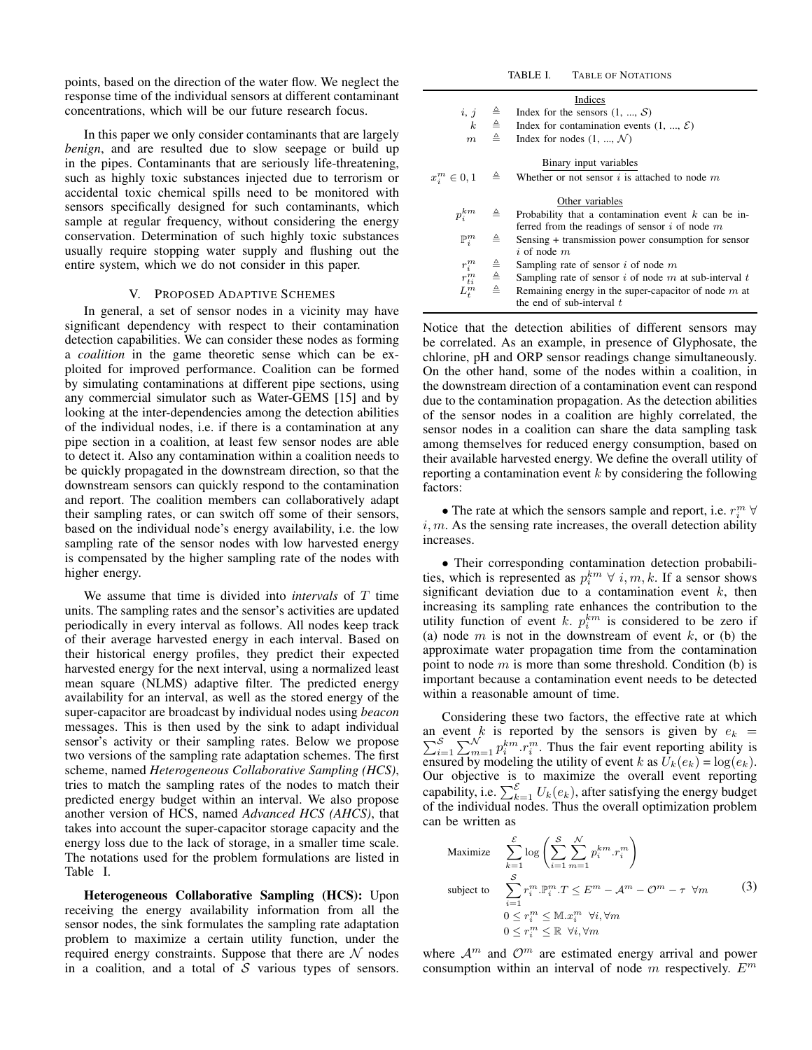points, based on the direction of the water flow. We neglect the response time of the individual sensors at different contaminant concentrations, which will be our future research focus.

In this paper we only consider contaminants that are largely *benign*, and are resulted due to slow seepage or build up in the pipes. Contaminants that are seriously life-threatening, such as highly toxic substances injected due to terrorism or accidental toxic chemical spills need to be monitored with sensors specifically designed for such contaminants, which sample at regular frequency, without considering the energy conservation. Determination of such highly toxic substances usually require stopping water supply and flushing out the entire system, which we do not consider in this paper.

## V. Proposed Adaptive Schemes

In general, a set of sensor nodes in a vicinity may have significant dependency with respect to their contamination detection capabilities. We can consider these nodes as forming a *coalition* in the game theoretic sense which can be exploited for improved performance. Coalition can be formed by simulating contaminations at different pipe sections, using any commercial simulator such as Water-GEMS [15] and by looking at the inter-dependencies among the detection abilities of the individual nodes, i.e. if there is a contamination at any pipe section in a coalition, at least few sensor nodes are able to detect it. Also any contamination within a coalition needs to be quickly propagated in the downstream direction, so that the downstream sensors can quickly respond to the contamination and report. The coalition members can collaboratively adapt their sampling rates, or can switch off some of their sensors, based on the individual node's energy availability, i.e. the low sampling rate of the sensor nodes with low harvested energy is compensated by the higher sampling rate of the nodes with higher energy.

We assume that time is divided into *intervals* of $T$ time units. The sampling rates and the sensor's activities are updated periodically in every interval as follows. All nodes keep track of their average harvested energy in each interval. Based on their historical energy profiles, they predict their expected harvested energy for the next interval, using a normalized least mean square (NLMS) adaptive filter. The predicted energy availability for an interval, as well as the stored energy of the super-capacitor are broadcast by individual nodes using *beacon* messages. This is then used by the sink to adapt individual sensor's activity or their sampling rates. Below we propose two versions of the sampling rate adaptation schemes. The first scheme, named *Heterogeneous Collaborative Sampling (HCS)*, tries to match the sampling rates of the nodes to match their predicted energy budget within an interval. We also propose another version of HCS, named *Advanced HCS (AHCS)*, that takes into account the super-capacitor storage capacity and the energy loss due to the lack of storage, in a smaller time scale. The notations used for the problem formulations are listed in Table I.

TABLE I. Table of Notations

| | | |
|---|---|---|
| | | **Indices** |
| $i, j$ | $\triangleq$ | Index for the sensors (1, ..., $\mathcal{S}$) |
| $k$ | $\triangleq$ | Index for contamination events (1, ..., $\mathcal{E}$) |
| $m$ | $\triangleq$ | Index for nodes (1, ..., $\mathcal{N}$) |
| | | **Binary input variables** |
| $x_i^m \in 0, 1$ | $\triangleq$ | Whether or not sensor $i$ is attached to node $m$ |
| | | **Other variables** |
| $p_i^{km}$ | $\triangleq$ | Probability that a contamination event $k$ can be inferred from the readings of sensor $i$ of node $m$ |
| $\mathbb{P}_i^m$ | $\triangleq$ | Sensing + transmission power consumption for sensor $i$ of node $m$ |
| $r_i^m$ | $\triangleq$ | Sampling rate of sensor $i$ of node $m$ |
| $r_{ti}^m$ | $\triangleq$ | Sampling rate of sensor $i$ of node $m$ at sub-interval $t$ |
| $L_t^m$ | $\triangleq$ | Remaining energy in the super-capacitor of node $m$ at the end of sub-interval $t$ |

**Heterogeneous Collaborative Sampling (HCS):** Upon receiving the energy availability information from all the sensor nodes, the sink formulates the sampling rate adaptation problem to maximize a certain utility function, under the required energy constraints. Suppose that there are $\mathcal{N}$ nodes in a coalition, and a total of $\mathcal{S}$ various types of sensors. Notice that the detection abilities of different sensors may be correlated. As an example, in presence of Glyphosate, the chlorine, pH and ORP sensor readings change simultaneously. On the other hand, some of the nodes within a coalition, in the downstream direction of a contamination event can respond due to the contamination propagation. As the detection abilities of the sensor nodes in a coalition are highly correlated, the sensor nodes in a coalition can share the data sampling task among themselves for reduced energy consumption, based on their available harvested energy. We define the overall utility of reporting a contamination event $k$ by considering the following factors:

- The rate at which the sensors sample and report, i.e. $r_i^m \ \forall\, i, m$. As the sensing rate increases, the overall detection ability increases.

- Their corresponding contamination detection probabilities, which is represented as $p_i^{km} \ \forall\, i, m, k$. If a sensor shows significant deviation due to a contamination event $k$, then increasing its sampling rate enhances the contribution to the utility function of event $k$. $p_i^{km}$ is considered to be zero if (a) node $m$ is not in the downstream of event $k$, or (b) the approximate water propagation time from the contamination point to node $m$ is more than some threshold. Condition (b) is important because a contamination event needs to be detected within a reasonable amount of time.

Considering these two factors, the effective rate at which an event $k$ is reported by the sensors is given by $e_k = \sum_{i=1}^{\mathcal{S}} \sum_{m=1}^{\mathcal{N}} p_i^{km}.r_i^m$. Thus the fair event reporting ability is ensured by modeling the utility of event $k$ as $U_k(e_k) = \log(e_k)$. Our objective is to maximize the overall event reporting capability, i.e. $\sum_{k=1}^{\mathcal{E}} U_k(e_k)$, after satisfying the energy budget of the individual nodes. Thus the overall optimization problem can be written as

$$
\begin{aligned}
\text{Maximize} \quad & \sum_{k=1}^{\mathcal{E}} \log\left(\sum_{i=1}^{\mathcal{S}} \sum_{m=1}^{\mathcal{N}} p_i^{km}.r_i^m\right) \\
\text{subject to} \quad & \sum_{i=1}^{\mathcal{S}} r_i^m.\mathbb{P}_i^m.T \leq E^m - \mathcal{A}^m - \mathcal{O}^m - \tau \ \ \forall m \\
& 0 \leq r_i^m \leq \mathbb{M}.x_i^m \ \ \forall i, \forall m \\
& 0 \leq r_i^m \leq \mathbb{R} \ \ \forall i, \forall m
\end{aligned} \tag{3}
$$

where $\mathcal{A}^m$ and $\mathcal{O}^m$ are estimated energy arrival and power consumption within an interval of node $m$ respectively. $E^m$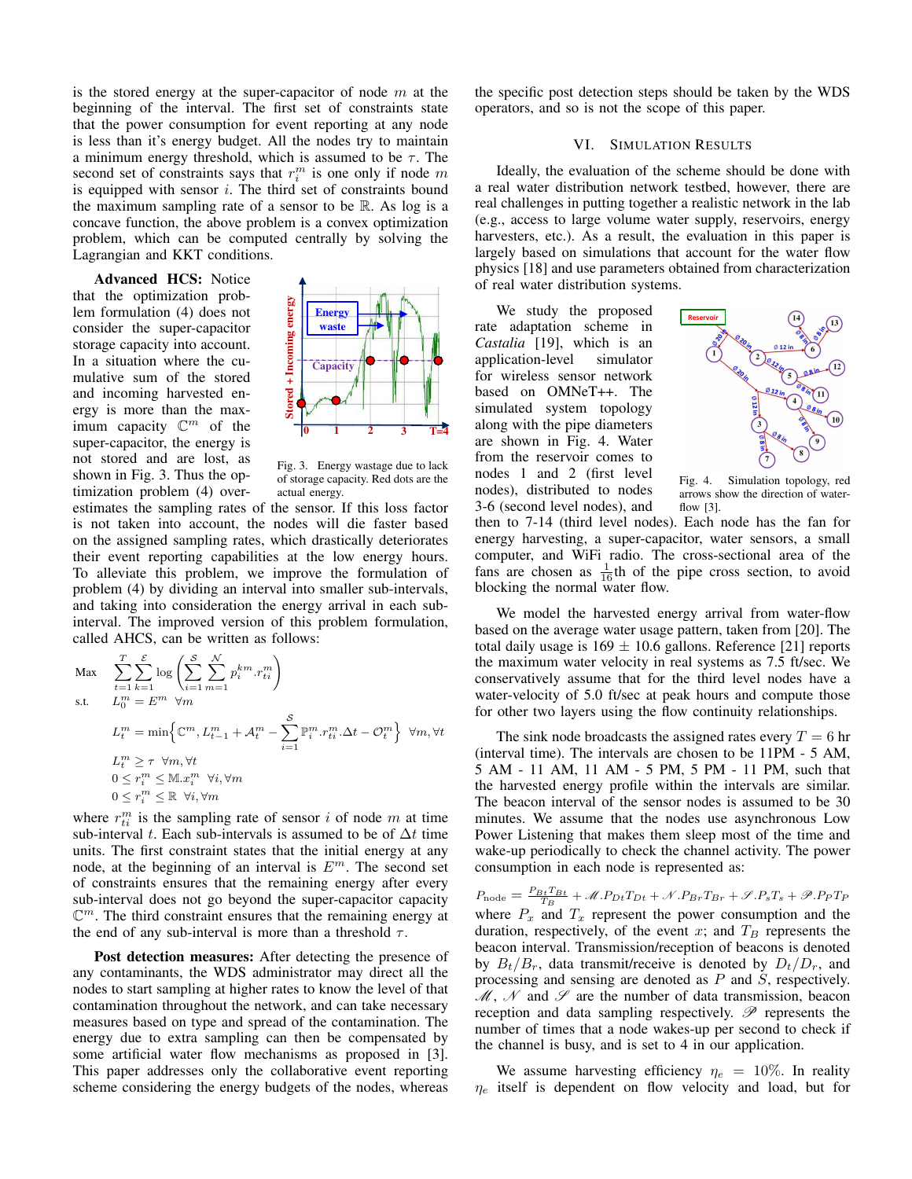is the stored energy at the super-capacitor of node $m$ at the beginning of the interval. The first set of constraints state that the power consumption for event reporting at any node is less than it's energy budget. All the nodes try to maintain a minimum energy threshold, which is assumed to be $\tau$. The second set of constraints says that $r_i^m$ is one only if node $m$ is equipped with sensor $i$. The third set of constraints bound the maximum sampling rate of a sensor to be $\mathbb{R}$. As log is a concave function, the above problem is a convex optimization problem, which can be computed centrally by solving the Lagrangian and KKT conditions.

**Advanced HCS:** Notice that the optimization problem formulation (4) does not consider the super-capacitor storage capacity into account. In a situation where the cumulative sum of the stored and incoming harvested energy is more than the maximum capacity $\mathbb{C}^m$ of the super-capacitor, the energy is not stored and are lost, as shown in Fig. 3. Thus the optimization problem (4) over-estimates the sampling rates of the sensor. If this loss factor is not taken into account, the nodes will die faster based on the assigned sampling rates, which drastically deteriorates their event reporting capabilities at the low energy hours. To alleviate this problem, we improve the formulation of problem (4) by dividing an interval into smaller sub-intervals, and taking into consideration the energy arrival in each sub-interval. The improved version of this problem formulation, called AHCS, can be written as follows:

Fig. 3. Energy wastage due to lack of storage capacity. Red dots are the actual energy.

$$
\begin{aligned}
\text{Max} \quad & \sum_{t=1}^{T} \sum_{k=1}^{\mathcal{E}} \log \left( \sum_{i=1}^{\mathcal{S}} \sum_{m=1}^{\mathcal{N}} p_i^{km} . r_{ti}^m \right) \\
\text{s.t.} \quad & L_0^m = E^m \quad \forall m \\
& L_t^m = \min \Big\{ \mathbb{C}^m, L_{t-1}^m + \mathcal{A}_t^m - \sum_{i=1}^{\mathcal{S}} \mathbb{P}_i^m . r_{ti}^m . \Delta t - \mathcal{O}_t^m \Big\} \quad \forall m, \forall t \\
& L_t^m \geq \tau \quad \forall m, \forall t \\
& 0 \leq r_i^m \leq \mathbb{M} . x_i^m \quad \forall i, \forall m \\
& 0 \leq r_i^m \leq \mathbb{R} \quad \forall i, \forall m
\end{aligned}
$$

where $r_{ti}^m$ is the sampling rate of sensor $i$ of node $m$ at time sub-interval $t$. Each sub-intervals is assumed to be of $\Delta t$ time units. The first constraint states that the initial energy at any node, at the beginning of an interval is $E^m$. The second set of constraints ensures that the remaining energy after every sub-interval does not go beyond the super-capacitor capacity $\mathbb{C}^m$. The third constraint ensures that the remaining energy at the end of any sub-interval is more than a threshold $\tau$.

**Post detection measures:** After detecting the presence of any contaminants, the WDS administrator may direct all the nodes to start sampling at higher rates to know the level of that contamination throughout the network, and can take necessary measures based on type and spread of the contamination. The energy due to extra sampling can then be compensated by some artificial water flow mechanisms as proposed in [3]. This paper addresses only the collaborative event reporting scheme considering the energy budgets of the nodes, whereas the specific post detection steps should be taken by the WDS operators, and so is not the scope of this paper.

## VI. Simulation Results

Ideally, the evaluation of the scheme should be done with a real water distribution network testbed, however, there are real challenges in putting together a realistic network in the lab (e.g., access to large volume water supply, reservoirs, energy harvesters, etc.). As a result, the evaluation in this paper is largely based on simulations that account for the water flow physics [18] and use parameters obtained from characterization of real water distribution systems.

We study the proposed rate adaptation scheme in *Castalia* [19], which is an application-level simulator for wireless sensor network based on OMNeT++. The simulated system topology along with the pipe diameters are shown in Fig. 4. Water from the reservoir comes to nodes 1 and 2 (first level nodes), distributed to nodes 3-6 (second level nodes), and then to 7-14 (third level nodes). Each node has the fan for energy harvesting, a super-capacitor, water sensors, a small computer, and WiFi radio. The cross-sectional area of the fans are chosen as $\frac{1}{16}$th of the pipe cross section, to avoid blocking the normal water flow.

Fig. 4. Simulation topology, red arrows show the direction of water-flow [3].

We model the harvested energy arrival from water-flow based on the average water usage pattern, taken from [20]. The total daily usage is 169 $\pm$ 10.6 gallons. Reference [21] reports the maximum water velocity in real systems as 7.5 ft/sec. We conservatively assume that for the third level nodes have a water-velocity of 5.0 ft/sec at peak hours and compute those for other two layers using the flow continuity relationships.

The sink node broadcasts the assigned rates every $T = 6$ hr (interval time). The intervals are chosen to be 11PM - 5 AM, 5 AM - 11 AM, 11 AM - 5 PM, 5 PM - 11 PM, such that the harvested energy profile within the intervals are similar. The beacon interval of the sensor nodes is assumed to be 30 minutes. We assume that the nodes use asynchronous Low Power Listening that makes them sleep most of the time and wake-up periodically to check the channel activity. The power consumption in each node is represented as:

$$P_{\text{node}} = \frac{P_{Bt} T_{Bt}}{T_B} + \mathscr{M} . P_{Dt} T_{Dt} + \mathscr{N} . P_{Br} T_{Br} + \mathscr{S} . P_s T_s + \mathscr{P} . P_P T_P$$

where $P_x$ and $T_x$ represent the power consumption and the duration, respectively, of the event $x$; and $T_B$ represents the beacon interval. Transmission/reception of beacons is denoted by $B_t/B_r$, data transmit/receive is denoted by $D_t/D_r$, and processing and sensing are denoted as $P$ and $S$, respectively. $\mathscr{M}$, $\mathscr{N}$ and $\mathscr{S}$ are the number of data transmission, beacon reception and data sampling respectively. $\mathscr{P}$ represents the number of times that a node wakes-up per second to check if the channel is busy, and is set to 4 in our application.

We assume harvesting efficiency $\eta_e = 10\%$. In reality $\eta_e$ itself is dependent on flow velocity and load, but for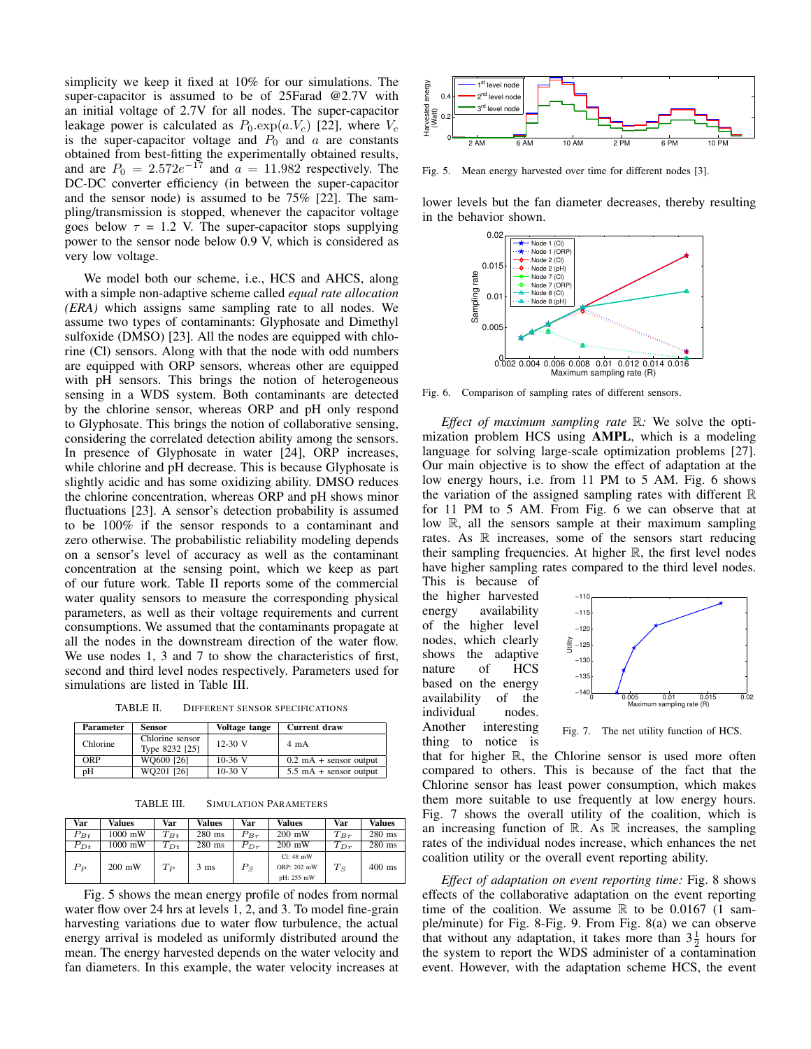simplicity we keep it fixed at 10% for our simulations. The super-capacitor is assumed to be of 25Farad @2.7V with an initial voltage of 2.7V for all nodes. The super-capacitor leakage power is calculated as $P_0.\exp(a.V_c)$ [22], where $V_c$ is the super-capacitor voltage and $P_0$ and $a$ are constants obtained from best-fitting the experimentally obtained results, and are $P_0 = 2.572e^{-17}$ and $a = 11.982$ respectively. The DC-DC converter efficiency (in between the super-capacitor and the sensor node) is assumed to be 75% [22]. The sampling/transmission is stopped, whenever the capacitor voltage goes below $\tau$ = 1.2 V. The super-capacitor stops supplying power to the sensor node below 0.9 V, which is considered as very low voltage.

We model both our scheme, i.e., HCS and AHCS, along with a simple non-adaptive scheme called *equal rate allocation (ERA)* which assigns same sampling rate to all nodes. We assume two types of contaminants: Glyphosate and Dimethyl sulfoxide (DMSO) [23]. All the nodes are equipped with chlorine (Cl) sensors. Along with that the node with odd numbers are equipped with ORP sensors, whereas other are equipped with pH sensors. This brings the notion of heterogeneous sensing in a WDS system. Both contaminants are detected by the chlorine sensor, whereas ORP and pH only respond to Glyphosate. This brings the notion of collaborative sensing, considering the correlated detection ability among the sensors. In presence of Glyphosate in water [24], ORP increases, while chlorine and pH decrease. This is because Glyphosate is slightly acidic and has some oxidizing ability. DMSO reduces the chlorine concentration, whereas ORP and pH shows minor fluctuations [23]. A sensor's detection probability is assumed to be 100% if the sensor responds to a contaminant and zero otherwise. The probabilistic reliability modeling depends on a sensor's level of accuracy as well as the contaminant concentration at the sensing point, which we keep as part of our future work. Table II reports some of the commercial water quality sensors to measure the corresponding physical parameters, as well as their voltage requirements and current consumptions. We assumed that the contaminants propagate at all the nodes in the downstream direction of the water flow. We use nodes 1, 3 and 7 to show the characteristics of first, second and third level nodes respectively. Parameters used for simulations are listed in Table III.

TABLE II. Different Sensor Specifications

| Parameter | Sensor | Voltage tange | Current draw |
|---|---|---|---|
| Chlorine | Chlorine sensor Type 8232 [25] | 12-30 V | 4 mA |
| ORP | WQ600 [26] | 10-36 V | 0.2 mA + sensor output |
| pH | WQ201 [26] | 10-30 V | 5.5 mA + sensor output |

TABLE III. Simulation Parameters

| Var | Values | Var | Values | Var | Values | Var | Values |
|---|---|---|---|---|---|---|---|
| $P_{Bt}$ | 1000 mW | $T_{Bt}$ | 280 ms | $P_{Br}$ | 200 mW | $T_{Br}$ | 280 ms |
| $P_{Dt}$ | 1000 mW | $T_{Dt}$ | 280 ms | $P_{Dr}$ | 200 mW | $T_{Dr}$ | 280 ms |
| $P_P$ | 200 mW | $T_P$ | 3 ms | $P_S$ | Cl: 48 mW ORP: 202 mW pH: 255 mW | $T_S$ | 400 ms |

Fig. 5 shows the mean energy profile of nodes from normal water flow over 24 hrs at levels 1, 2, and 3. To model fine-grain harvesting variations due to water flow turbulence, the actual energy arrival is modeled as uniformly distributed around the mean. The energy harvested depends on the water velocity and fan diameters. In this example, the water velocity increases at lower levels but the fan diameter decreases, thereby resulting in the behavior shown.

Fig. 5. Mean energy harvested over time for different nodes [3].

Fig. 6. Comparison of sampling rates of different sensors.

*Effect of maximum sampling rate* $\mathbb{R}$*:* We solve the optimization problem HCS using **AMPL**, which is a modeling language for solving large-scale optimization problems [27]. Our main objective is to show the effect of adaptation at the low energy hours, i.e. from 11 PM to 5 AM. Fig. 6 shows the variation of the assigned sampling rates with different $\mathbb{R}$ for 11 PM to 5 AM. From Fig. 6 we can observe that at low $\mathbb{R}$, all the sensors sample at their maximum sampling rates. As $\mathbb{R}$ increases, some of the sensors start reducing their sampling frequencies. At higher $\mathbb{R}$, the first level nodes have higher sampling rates compared to the third level nodes. This is because of the higher harvested energy availability of the higher level nodes, which clearly shows the adaptive nature of HCS based on the energy availability of the individual nodes. Another interesting thing to notice is that for higher $\mathbb{R}$, the Chlorine sensor is used more often compared to others. This is because of the fact that the Chlorine sensor has least power consumption, which makes them more suitable to use frequently at low energy hours. Fig. 7 shows the overall utility of the coalition, which is an increasing function of $\mathbb{R}$. As $\mathbb{R}$ increases, the sampling rates of the individual nodes increase, which enhances the net coalition utility or the overall event reporting ability.

Fig. 7. The net utility function of HCS.

*Effect of adaptation on event reporting time:* Fig. 8 shows effects of the collaborative adaptation on the event reporting time of the coalition. We assume $\mathbb{R}$ to be 0.0167 (1 sample/minute) for Fig. 8-Fig. 9. From Fig. 8(a) we can observe that without any adaptation, it takes more than $3\frac{1}{2}$ hours for the system to report the WDS administer of a contamination event. However, with the adaptation scheme HCS, the event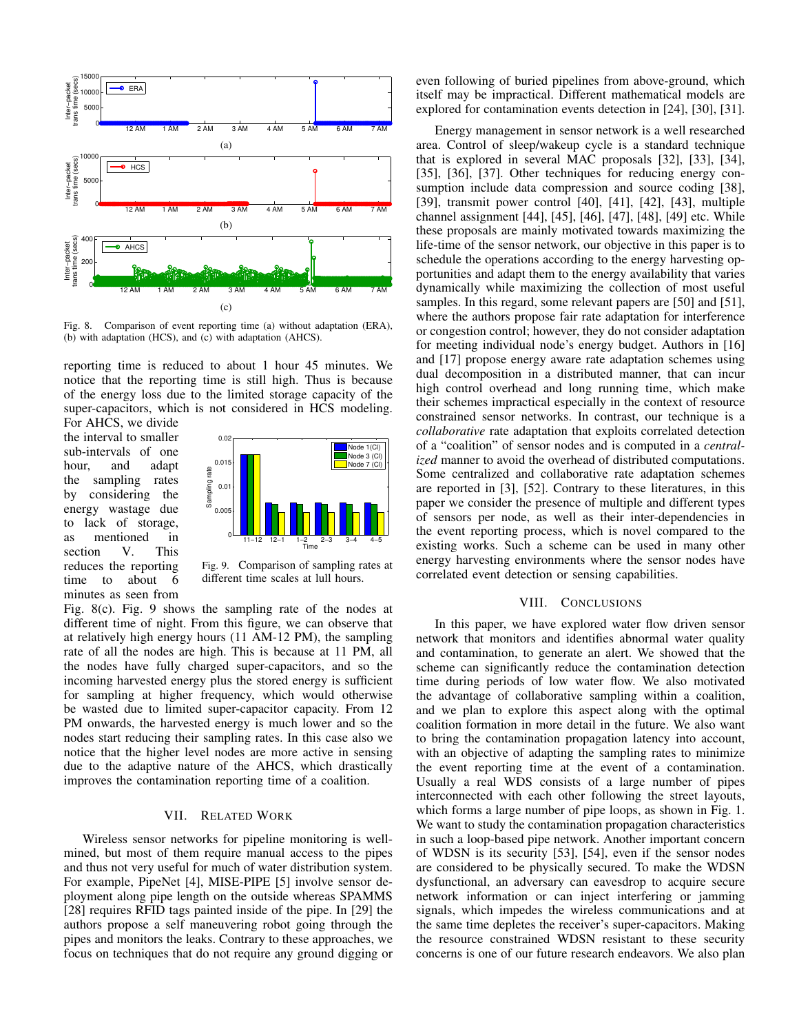15000
10000
5000
0
Inter-packet trans time (secs)
ERA
12 AM 1 AM 2 AM 3 AM 4 AM 5 AM 6 AM 7 AM

(a)

10000
5000
0
Inter-packet trans time (secs)
HCS
12 AM 1 AM 2 AM 3 AM 4 AM 5 AM 6 AM 7 AM

(b)

400
200
0
Inter-packet trans time (secs)
AHCS
12 AM 1 AM 2 AM 3 AM 4 AM 5 AM 6 AM 7 AM

(c)

Fig. 8. Comparison of event reporting time (a) without adaptation (ERA), (b) with adaptation (HCS), and (c) with adaptation (AHCS).

reporting time is reduced to about 1 hour 45 minutes. We notice that the reporting time is still high. Thus is because of the energy loss due to the limited storage capacity of the super-capacitors, which is not considered in HCS modeling. For AHCS, we divide the interval to smaller sub-intervals of one hour, and adapt the sampling rates by considering the energy wastage due to lack of storage, as mentioned in section V. This reduces the reporting time to about 6 minutes as seen from Fig. 8(c). Fig. 9 shows the sampling rate of the nodes at different time of night. From this figure, we can observe that at relatively high energy hours (11 AM-12 PM), the sampling rate of all the nodes are high. This is because at 11 PM, all the nodes have fully charged super-capacitors, and so the incoming harvested energy plus the stored energy is sufficient for sampling at higher frequency, which would otherwise be wasted due to limited super-capacitor capacity. From 12 PM onwards, the harvested energy is much lower and so the nodes start reducing their sampling rates. In this case also we notice that the higher level nodes are more active in sensing due to the adaptive nature of the AHCS, which drastically improves the contamination reporting time of a coalition.

0.02
0.015
0.01
0.005
0
Sampling rate
Node 1(CI)
Node 3 (CI)
Node 7 (CI)
11–12 12–1 1–2 2–3 3–4 4–5
Time

Fig. 9. Comparison of sampling rates at different time scales at lull hours.

## VII. Related Work

Wireless sensor networks for pipeline monitoring is well-mined, but most of them require manual access to the pipes and thus not very useful for much of water distribution system. For example, PipeNet [4], MISE-PIPE [5] involve sensor deployment along pipe length on the outside whereas SPAMMS [28] requires RFID tags painted inside of the pipe. In [29] the authors propose a self maneuvering robot going through the pipes and monitors the leaks. Contrary to these approaches, we focus on techniques that do not require any ground digging or even following of buried pipelines from above-ground, which itself may be impractical. Different mathematical models are explored for contamination events detection in [24], [30], [31].

Energy management in sensor network is a well researched area. Control of sleep/wakeup cycle is a standard technique that is explored in several MAC proposals [32], [33], [34], [35], [36], [37]. Other techniques for reducing energy consumption include data compression and source coding [38], [39], transmit power control [40], [41], [42], [43], multiple channel assignment [44], [45], [46], [47], [48], [49] etc. While these proposals are mainly motivated towards maximizing the life-time of the sensor network, our objective in this paper is to schedule the operations according to the energy harvesting opportunities and adapt them to the energy availability that varies dynamically while maximizing the collection of most useful samples. In this regard, some relevant papers are [50] and [51], where the authors propose fair rate adaptation for interference or congestion control; however, they do not consider adaptation for meeting individual node's energy budget. Authors in [16] and [17] propose energy aware rate adaptation schemes using dual decomposition in a distributed manner, that can incur high control overhead and long running time, which make their schemes impractical especially in the context of resource constrained sensor networks. In contrast, our technique is a *collaborative* rate adaptation that exploits correlated detection of a "coalition" of sensor nodes and is computed in a *centralized* manner to avoid the overhead of distributed computations. Some centralized and collaborative rate adaptation schemes are reported in [3], [52]. Contrary to these literatures, in this paper we consider the presence of multiple and different types of sensors per node, as well as their inter-dependencies in the event reporting process, which is novel compared to the existing works. Such a scheme can be used in many other energy harvesting environments where the sensor nodes have correlated event detection or sensing capabilities.

## VIII. Conclusions

In this paper, we have explored water flow driven sensor network that monitors and identifies abnormal water quality and contamination, to generate an alert. We showed that the scheme can significantly reduce the contamination detection time during periods of low water flow. We also motivated the advantage of collaborative sampling within a coalition, and we plan to explore this aspect along with the optimal coalition formation in more detail in the future. We also want to bring the contamination propagation latency into account, with an objective of adapting the sampling rates to minimize the event reporting time at the event of a contamination. Usually a real WDS consists of a large number of pipes interconnected with each other following the street layouts, which forms a large number of pipe loops, as shown in Fig. 1. We want to study the contamination propagation characteristics in such a loop-based pipe network. Another important concern of WDSN is its security [53], [54], even if the sensor nodes are considered to be physically secured. To make the WDSN dysfunctional, an adversary can eavesdrop to acquire secure network information or can inject interfering or jamming signals, which impedes the wireless communications and at the same time depletes the receiver's super-capacitors. Making the resource constrained WDSN resistant to these security concerns is one of our future research endeavors. We also plan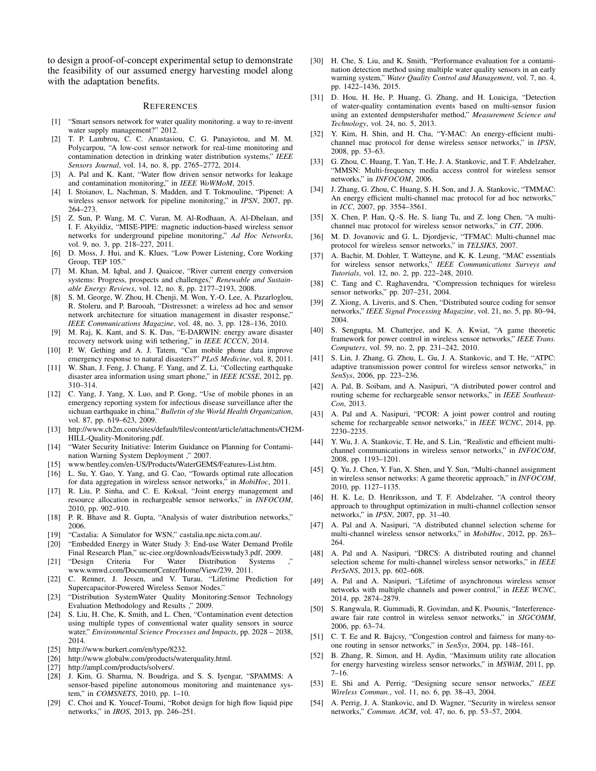to design a proof-of-concept experimental setup to demonstrate the feasibility of our assumed energy harvesting model along with the adaptation benefits.

## REFERENCES

[1] "Smart sensors network for water quality monitoring. a way to re-invent water supply management?" 2012.

[2] T. P. Lambrou, C. C. Anastasiou, C. G. Panayiotou, and M. M. Polycarpou, "A low-cost sensor network for real-time monitoring and contamination detection in drinking water distribution systems," *IEEE Sensors Journal*, vol. 14, no. 8, pp. 2765–2772, 2014.

[3] A. Pal and K. Kant, "Water flow driven sensor networks for leakage and contamination monitoring," in *IEEE WoWMoM*, 2015.

[4] I. Stoianov, L. Nachman, S. Madden, and T. Tokmouline, "Pipenet: A wireless sensor network for pipeline monitoring," in *IPSN*, 2007, pp. 264–273.

[5] Z. Sun, P. Wang, M. C. Vuran, M. Al-Rodhaan, A. Al-Dhelaan, and I. F. Akyildiz, "MISE-PIPE: magnetic induction-based wireless sensor networks for underground pipeline monitoring," *Ad Hoc Networks*, vol. 9, no. 3, pp. 218–227, 2011.

[6] D. Moss, J. Hui, and K. Klues, "Low Power Listening, Core Working Group, TEP 105."

[7] M. Khan, M. Iqbal, and J. Quaicoe, "River current energy conversion systems: Progress, prospects and challenges," *Renewable and Sustainable Energy Reviews*, vol. 12, no. 8, pp. 2177–2193, 2008.

[8] S. M. George, W. Zhou, H. Chenji, M. Won, Y.-O. Lee, A. Pazarloglou, R. Stoleru, and P. Barooah, "Distressnet: a wireless ad hoc and sensor network architecture for situation management in disaster response," *IEEE Communications Magazine*, vol. 48, no. 3, pp. 128–136, 2010.

[9] M. Raj, K. Kant, and S. K. Das, "E-DARWIN: energy aware disaster recovery network using wifi tethering," in *IEEE ICCCN*, 2014.

[10] P. W. Gething and A. J. Tatem, "Can mobile phone data improve emergency response to natural disasters?" *PLoS Medicine*, vol. 8, 2011.

[11] W. Shan, J. Feng, J. Chang, F. Yang, and Z. Li, "Collecting earthquake disaster area information using smart phone," in *IEEE ICSSE*, 2012, pp. 310–314.

[12] C. Yang, J. Yang, X. Luo, and P. Gong, "Use of mobile phones in an emergency reporting system for infectious disease surveillance after the sichuan earthquake in china," *Bulletin of the World Health Organization*, vol. 87, pp. 619–623, 2009.

[13] http://www.ch2m.com/sites/default/files/content/article/attachments/CH2M-HILL-Quality-Monitoring.pdf.

[14] "Water Security Initiative: Interim Guidance on Planning for Contamination Warning System Deployment ," 2007.

[15] www.bentley.com/en-US/Products/WaterGEMS/Features-List.htm.

[16] L. Su, Y. Gao, Y. Yang, and G. Cao, "Towards optimal rate allocation for data aggregation in wireless sensor networks," in *MobiHoc*, 2011.

[17] R. Liu, P. Sinha, and C. E. Koksal, "Joint energy management and resource allocation in rechargeable sensor networks," in *INFOCOM*, 2010, pp. 902–910.

[18] P. R. Bhave and R. Gupta, "Analysis of water distribution networks," 2006.

[19] "Castalia: A Simulator for WSN," castalia.npc.nicta.com.au/.

[20] "Embedded Energy in Water Study 3: End-use Water Demand Profile Final Research Plan," uc-ciee.org/downloads/Eeiswtudy3.pdf, 2009.

[21] "Design Criteria For Water Distribution Systems ," www.wmwd.com/DocumentCenter/Home/View/239, 2011.

[22] C. Renner, J. Jessen, and V. Turau, "Lifetime Prediction for Supercapacitor-Powered Wireless Sensor Nodes."

[23] "Distribution SystemWater Quality Monitoring:Sensor Technology Evaluation Methodology and Results ," 2009.

[24] S. Liu, H. Che, K. Smith, and L. Chen, "Contamination event detection using multiple types of conventional water quality sensors in source water," *Environmental Science Processes and Impacts*, pp. 2028 – 2038, 2014.

[25] http://www.burkert.com/en/type/8232.

[26] http://www.globalw.com/products/waterquality.html.

[27] http://ampl.com/products/solvers/.

[28] J. Kim, G. Sharma, N. Boudriga, and S. S. Iyengar, "SPAMMS: A sensor-based pipeline autonomous monitoring and maintenance system," in *COMSNETS*, 2010, pp. 1–10.

[29] C. Choi and K. Youcef-Toumi, "Robot design for high flow liquid pipe networks," in *IROS*, 2013, pp. 246–251.

[30] H. Che, S. Liu, and K. Smith, "Performance evaluation for a contamination detection method using multiple water quality sensors in an early warning system," *Water Quality Control and Management*, vol. 7, no. 4, pp. 1422–1436, 2015.

[31] D. Hou, H. He, P. Huang, G. Zhang, and H. Loaiciga, "Detection of water-quality contamination events based on multi-sensor fusion using an extented dempstershafer method," *Measurement Science and Technology*, vol. 24, no. 5, 2013.

[32] Y. Kim, H. Shin, and H. Cha, "Y-MAC: An energy-efficient multi-channel mac protocol for dense wireless sensor networks," in *IPSN*, 2008, pp. 53–63.

[33] G. Zhou, C. Huang, T. Yan, T. He, J. A. Stankovic, and T. F. Abdelzaher, "MMSN: Multi-frequency media access control for wireless sensor networks," in *INFOCOM*, 2006.

[34] J. Zhang, G. Zhou, C. Huang, S. H. Son, and J. A. Stankovic, "TMMAC: An energy efficient multi-channel mac protocol for ad hoc networks," in *ICC*, 2007, pp. 3554–3561.

[35] X. Chen, P. Han, Q.-S. He, S. liang Tu, and Z. long Chen, "A multi-channel mac protocol for wireless sensor networks," in *CIT*, 2006.

[36] M. D. Jovanovic and G. L. Djordjevic, "TFMAC: Multi-channel mac protocol for wireless sensor networks," in *TELSIKS*, 2007.

[37] A. Bachir, M. Dohler, T. Watteyne, and K. K. Leung, "MAC essentials for wireless sensor networks," *IEEE Communications Surveys and Tutorials*, vol. 12, no. 2, pp. 222–248, 2010.

[38] C. Tang and C. Raghavendra, "Compression techniques for wireless sensor networks," pp. 207–231, 2004.

[39] Z. Xiong, A. Liveris, and S. Chen, "Distributed source coding for sensor networks," *IEEE Signal Processing Magazine*, vol. 21, no. 5, pp. 80–94, 2004.

[40] S. Sengupta, M. Chatterjee, and K. A. Kwiat, "A game theoretic framework for power control in wireless sensor networks," *IEEE Trans. Computers*, vol. 59, no. 2, pp. 231–242, 2010.

[41] S. Lin, J. Zhang, G. Zhou, L. Gu, J. A. Stankovic, and T. He, "ATPC: adaptive transmission power control for wireless sensor networks," in *SenSys*, 2006, pp. 223–236.

[42] A. Pal, B. Soibam, and A. Nasipuri, "A distributed power control and routing scheme for rechargeable sensor networks," in *IEEE Southeast-Con*, 2013.

[43] A. Pal and A. Nasipuri, "PCOR: A joint power control and routing scheme for rechargeable sensor networks," in *IEEE WCNC*, 2014, pp. 2230–2235.

[44] Y. Wu, J. A. Stankovic, T. He, and S. Lin, "Realistic and efficient multi-channel communications in wireless sensor networks," in *INFOCOM*, 2008, pp. 1193–1201.

[45] Q. Yu, J. Chen, Y. Fan, X. Shen, and Y. Sun, "Multi-channel assignment in wireless sensor networks: A game theoretic approach," in *INFOCOM*, 2010, pp. 1127–1135.

[46] H. K. Le, D. Henriksson, and T. F. Abdelzaher, "A control theory approach to throughput optimization in multi-channel collection sensor networks," in *IPSN*, 2007, pp. 31–40.

[47] A. Pal and A. Nasipuri, "A distributed channel selection scheme for multi-channel wireless sensor networks," in *MobiHoc*, 2012, pp. 263–264.

[48] A. Pal and A. Nasipuri, "DRCS: A distributed routing and channel selection scheme for multi-channel wireless sensor networks," in *IEEE PerSeNS*, 2013, pp. 602–608.

[49] A. Pal and A. Nasipuri, "Lifetime of asynchronous wireless sensor networks with multiple channels and power control," in *IEEE WCNC*, 2014, pp. 2874–2879.

[50] S. Rangwala, R. Gummadi, R. Govindan, and K. Psounis, "Interference-aware fair rate control in wireless sensor networks," in *SIGCOMM*, 2006, pp. 63–74.

[51] C. T. Ee and R. Bajcsy, "Congestion control and fairness for many-to-one routing in sensor networks," in *SenSys*, 2004, pp. 148–161.

[52] B. Zhang, R. Simon, and H. Aydin, "Maximum utility rate allocation for energy harvesting wireless sensor networks," in *MSWiM*, 2011, pp. 7–16.

[53] E. Shi and A. Perrig, "Designing secure sensor networks," *IEEE Wireless Commun.*, vol. 11, no. 6, pp. 38–43, 2004.

[54] A. Perrig, J. A. Stankovic, and D. Wagner, "Security in wireless sensor networks," *Commun. ACM*, vol. 47, no. 6, pp. 53–57, 2004.